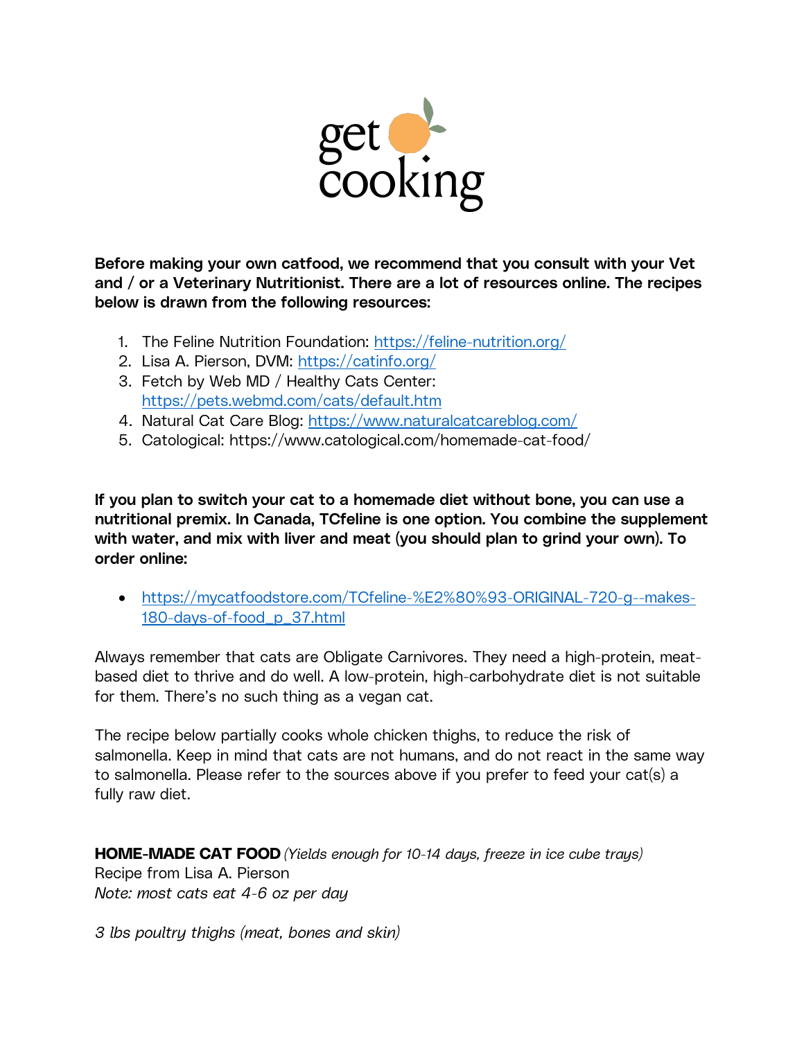get cooking

**Before making your own catfood, we recommend that you consult with your Vet and / or a Veterinary Nutritionist. There are a lot of resources online. The recipes below is drawn from the following resources:**

1. The Feline Nutrition Foundation: https://feline-nutrition.org/
2. Lisa A. Pierson, DVM: https://catinfo.org/
3. Fetch by Web MD / Healthy Cats Center: https://pets.webmd.com/cats/default.htm
4. Natural Cat Care Blog: https://www.naturalcatcareblog.com/
5. Catological: https://www.catological.com/homemade-cat-food/

**If you plan to switch your cat to a homemade diet without bone, you can use a nutritional premix. In Canada, TCfeline is one option. You combine the supplement with water, and mix with liver and meat (you should plan to grind your own). To order online:**

- https://mycatfoodstore.com/TCfeline-%E2%80%93-ORIGINAL-720-g--makes-180-days-of-food_p_37.html

Always remember that cats are Obligate Carnivores. They need a high-protein, meat-based diet to thrive and do well. A low-protein, high-carbohydrate diet is not suitable for them. There's no such thing as a vegan cat.

The recipe below partially cooks whole chicken thighs, to reduce the risk of salmonella. Keep in mind that cats are not humans, and do not react in the same way to salmonella. Please refer to the sources above if you prefer to feed your cat(s) a fully raw diet.

**HOME-MADE CAT FOOD** *(Yields enough for 10-14 days, freeze in ice cube trays)*
Recipe from Lisa A. Pierson
*Note: most cats eat 4-6 oz per day*

*3 lbs poultry thighs (meat, bones and skin)*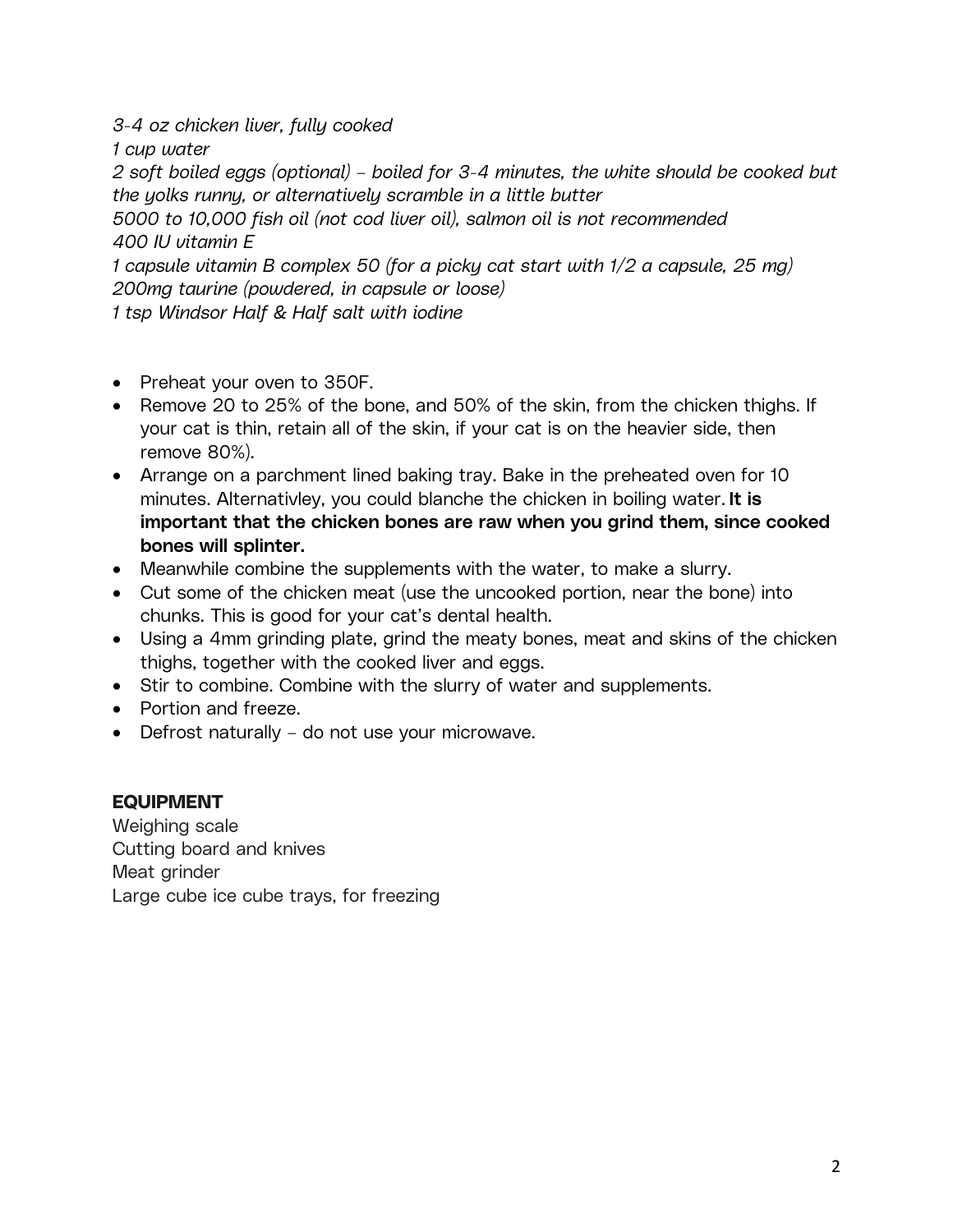*3-4 oz chicken liver, fully cooked*
*1 cup water*
*2 soft boiled eggs (optional) – boiled for 3-4 minutes, the white should be cooked but the yolks runny, or alternatively scramble in a little butter*
*5000 to 10,000 fish oil (not cod liver oil), salmon oil is not recommended*
*400 IU vitamin E*
*1 capsule vitamin B complex 50 (for a picky cat start with 1/2 a capsule, 25 mg)*
*200mg taurine (powdered, in capsule or loose)*
*1 tsp Windsor Half & Half salt with iodine*

- Preheat your oven to 350F.
- Remove 20 to 25% of the bone, and 50% of the skin, from the chicken thighs. If your cat is thin, retain all of the skin, if your cat is on the heavier side, then remove 80%).
- Arrange on a parchment lined baking tray. Bake in the preheated oven for 10 minutes. Alternativley, you could blanche the chicken in boiling water. **It is important that the chicken bones are raw when you grind them, since cooked bones will splinter.**
- Meanwhile combine the supplements with the water, to make a slurry.
- Cut some of the chicken meat (use the uncooked portion, near the bone) into chunks. This is good for your cat's dental health.
- Using a 4mm grinding plate, grind the meaty bones, meat and skins of the chicken thighs, together with the cooked liver and eggs.
- Stir to combine. Combine with the slurry of water and supplements.
- Portion and freeze.
- Defrost naturally – do not use your microwave.

**EQUIPMENT**

Weighing scale
Cutting board and knives
Meat grinder
Large cube ice cube trays, for freezing